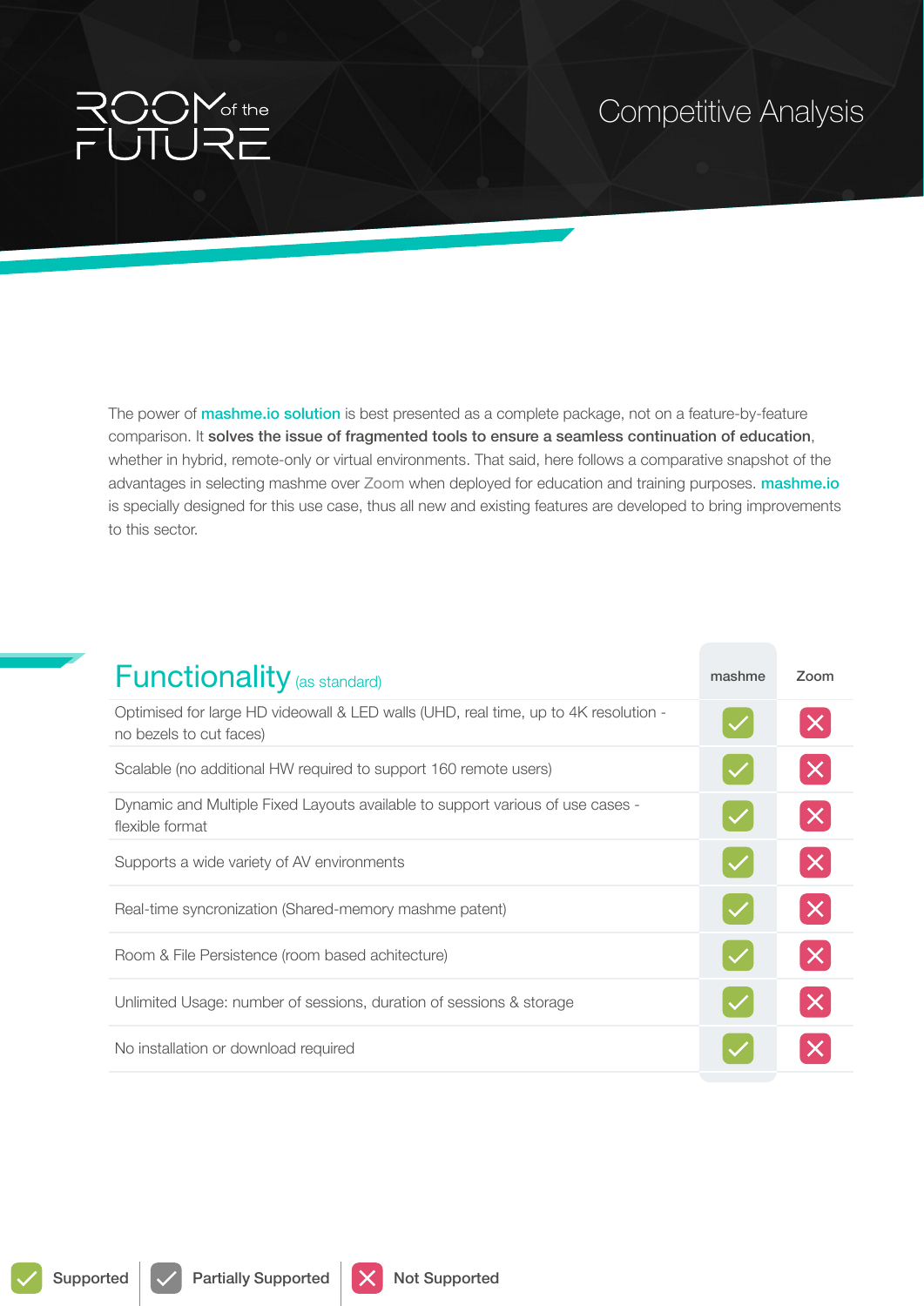# ROOM of the FUTURE

## Competitive Analysis

The power of mashme.io solution is best presented as a complete package, not on a feature-by-feature comparison. It **solves the issue of fragmented tools to ensure a seamless continuation of education**, whether in hybrid, remote-only or virtual environments. That said, here follows a comparative snapshot of the advantages in selecting mashme over Zoom when deployed for education and training purposes. mashme.io is specially designed for this use case, thus all new and existing features are developed to bring improvements to this sector.

| Functionality (as standard) | mashme | Zoom |
|---|---|---|
| Optimised for large HD videowall & LED walls (UHD, real time, up to 4K resolution - no bezels to cut faces) | ✓ | ✗ |
| Scalable (no additional HW required to support 160 remote users) | ✓ | ✗ |
| Dynamic and Multiple Fixed Layouts available to support various of use cases - flexible format | ✓ | ✗ |
| Supports a wide variety of AV environments | ✓ | ✗ |
| Real-time syncronization (Shared-memory mashme patent) | ✓ | ✗ |
| Room & File Persistence (room based achitecture) | ✓ | ✗ |
| Unlimited Usage: number of sessions, duration of sessions & storage | ✓ | ✗ |
| No installation or download required | ✓ | ✗ |

✓ Supported | ✓ Partially Supported | ✗ Not Supported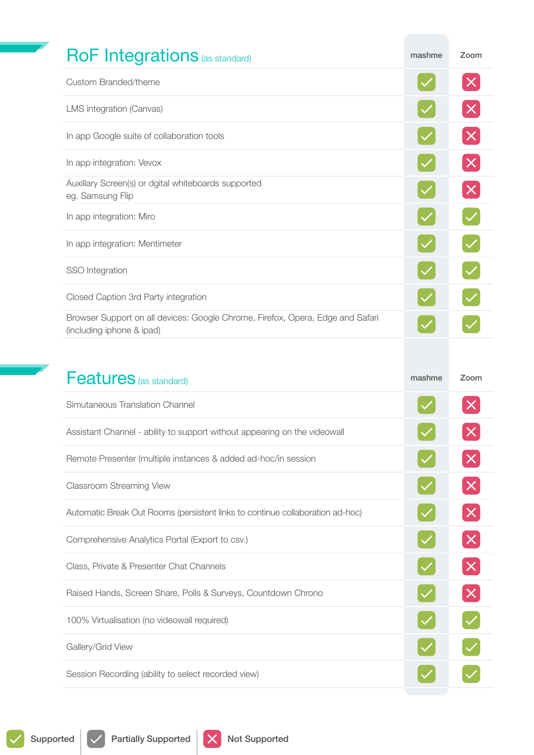## RoF Integrations (as standard)

| RoF Integrations (as standard) | mashme | Zoom |
|---|---|---|
| Custom Branded/theme | ✓ | ✗ |
| LMS integration (Canvas) | ✓ | ✗ |
| In app Google suite of collaboration tools | ✓ | ✗ |
| In app integration: Vevox | ✓ | ✗ |
| Auxillary Screen(s) or dgital whiteboards supported eg. Samsung Flip | ✓ | ✗ |
| In app integration: Miro | ✓ | ✓ |
| In app integration: Mentimeter | ✓ | ✓ |
| SSO Integration | ✓ | ✓ |
| Closed Caption 3rd Party integration | ✓ | ✓ |
| Browser Support on all devices: Google Chrome, Firefox, Opera, Edge and Safari (including iphone & ipad) | ✓ | ✓ |

## Features (as standard)

| Features (as standard) | mashme | Zoom |
|---|---|---|
| Simutaneous Translation Channel | ✓ | ✗ |
| Assistant Channel - ability to support without appearing on the videowall | ✓ | ✗ |
| Remote Presenter (multiple instances & added ad-hoc/in session | ✓ | ✗ |
| Classroom Streaming View | ✓ | ✗ |
| Automatic Break Out Rooms (persistent links to continue collaboration ad-hoc) | ✓ | ✗ |
| Comprehensive Analytics Portal (Export to csv.) | ✓ | ✗ |
| Class, Private & Presenter Chat Channels | ✓ | ✗ |
| Raised Hands, Screen Share, Polls & Surveys, Countdown Chrono | ✓ | ✗ |
| 100% Virtualisation (no videowall required) | ✓ | ✓ |
| Gallery/Grid View | ✓ | ✓ |
| Session Recording (ability to select recorded view) | ✓ | ✓ |

✓ Supported | Partially Supported | ✗ Not Supported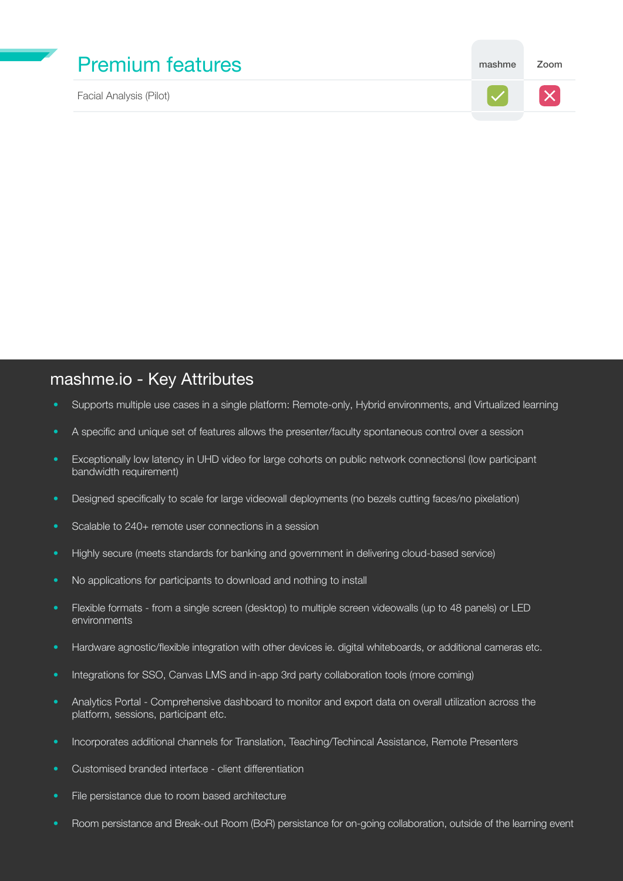## Premium features

| | mashme | Zoom |
|---|---|---|
| Facial Analysis (Pilot) | ✓ | ✗ |

## mashme.io - Key Attributes

- Supports multiple use cases in a single platform: Remote-only, Hybrid environments, and Virtualized learning
- A specific and unique set of features allows the presenter/faculty spontaneous control over a session
- Exceptionally low latency in UHD video for large cohorts on public network connectionsl (low participant bandwidth requirement)
- Designed specifically to scale for large videowall deployments (no bezels cutting faces/no pixelation)
- Scalable to 240+ remote user connections in a session
- Highly secure (meets standards for banking and government in delivering cloud-based service)
- No applications for participants to download and nothing to install
- Flexible formats - from a single screen (desktop) to multiple screen videowalls (up to 48 panels) or LED environments
- Hardware agnostic/flexible integration with other devices ie. digital whiteboards, or additional cameras etc.
- Integrations for SSO, Canvas LMS and in-app 3rd party collaboration tools (more coming)
- Analytics Portal - Comprehensive dashboard to monitor and export data on overall utilization across the platform, sessions, participant etc.
- Incorporates additional channels for Translation, Teaching/Techincal Assistance, Remote Presenters
- Customised branded interface - client differentiation
- File persistance due to room based architecture
- Room persistance and Break-out Room (BoR) persistance for on-going collaboration, outside of the learning event